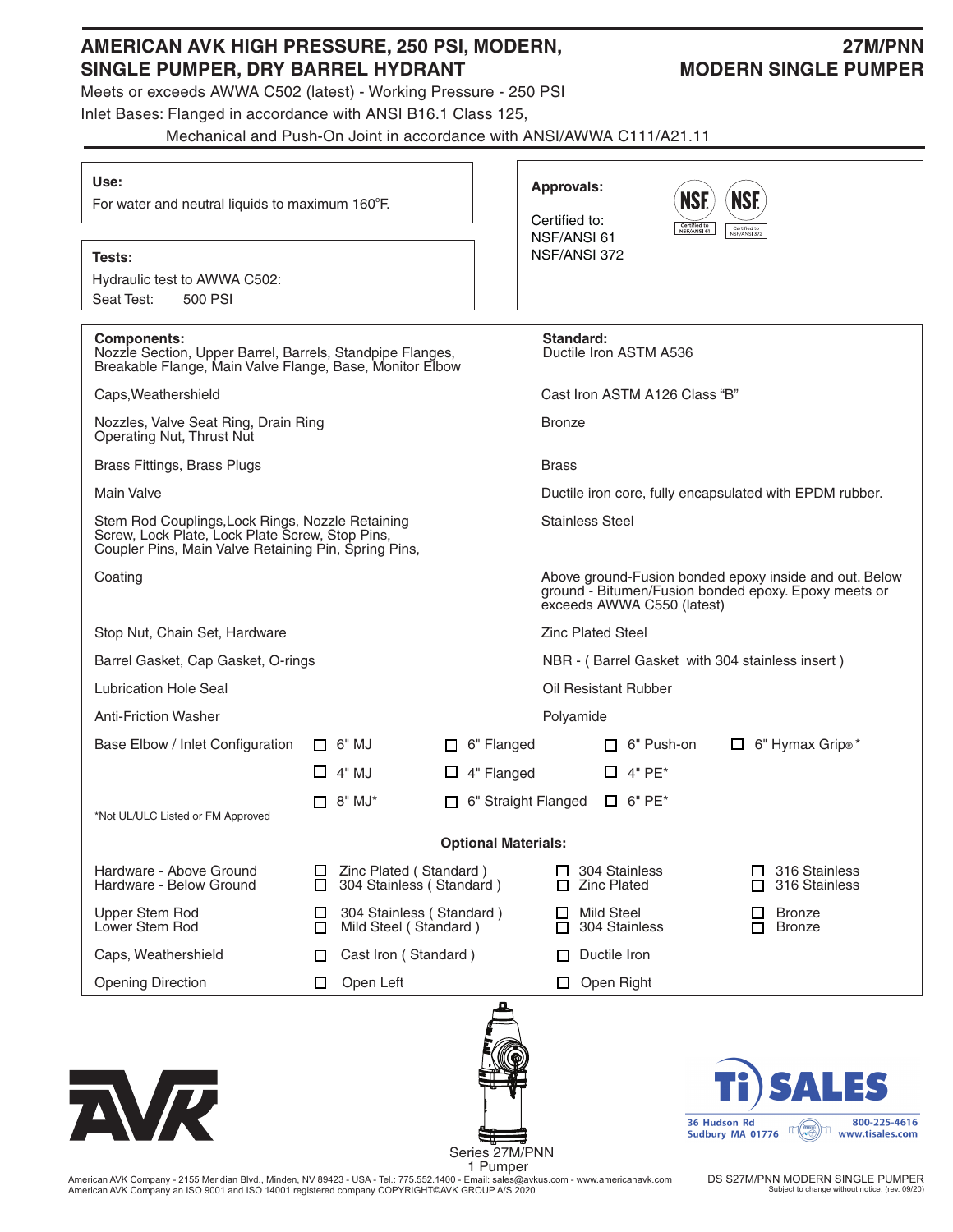# AMERICAN AVK HIGH PRESSURE, 250 PSI, MODERN, SINGLE PUMPER, DRY BARREL HYDRANT

## 27M/PNN MODERN SINGLE PUMPER

Meets or exceeds AWWA C502 (latest) - Working Pressure - 250 PSI

Inlet Bases: Flanged in accordance with ANSI B16.1 Class 125,
Mechanical and Push-On Joint in accordance with ANSI/AWWA C111/A21.11

**Use:**

For water and neutral liquids to maximum 160°F.

**Tests:**

Hydraulic test to AWWA C502:
Seat Test: 500 PSI

**Approvals:**

Certified to:
NSF/ANSI 61
NSF/ANSI 372

| **Components:** | **Standard:** |
|---|---|
| Nozzle Section, Upper Barrel, Barrels, Standpipe Flanges, Breakable Flange, Main Valve Flange, Base, Monitor Elbow | Ductile Iron ASTM A536 |
| Caps,Weathershield | Cast Iron ASTM A126 Class "B" |
| Nozzles, Valve Seat Ring, Drain Ring Operating Nut, Thrust Nut | Bronze |
| Brass Fittings, Brass Plugs | Brass |
| Main Valve | Ductile iron core, fully encapsulated with EPDM rubber. |
| Stem Rod Couplings,Lock Rings, Nozzle Retaining Screw, Lock Plate, Lock Plate Screw, Stop Pins, Coupler Pins, Main Valve Retaining Pin, Spring Pins, | Stainless Steel |
| Coating | Above ground-Fusion bonded epoxy inside and out. Below ground - Bitumen/Fusion bonded epoxy. Epoxy meets or exceeds AWWA C550 (latest) |
| Stop Nut, Chain Set, Hardware | Zinc Plated Steel |
| Barrel Gasket, Cap Gasket, O-rings | NBR - ( Barrel Gasket with 304 stainless insert ) |
| Lubrication Hole Seal | Oil Resistant Rubber |
| Anti-Friction Washer | Polyamide |

| Base Elbow / Inlet Configuration | | | | |
|---|---|---|---|---|
| | ☐ 6" MJ | ☐ 6" Flanged | ☐ 6" Push-on | ☐ 6" Hymax Grip® * |
| | ☐ 4" MJ | ☐ 4" Flanged | ☐ 4" PE* | |
| | ☐ 8" MJ* | ☐ 6" Straight Flanged | ☐ 6" PE* | |

*Not UL/ULC Listed or FM Approved

**Optional Materials:**

| | | | |
|---|---|---|---|
| Hardware - Above Ground | ☐ Zinc Plated ( Standard ) | ☐ 304 Stainless | ☐ 316 Stainless |
| Hardware - Below Ground | ☐ 304 Stainless ( Standard ) | ☐ Zinc Plated | ☐ 316 Stainless |
| Upper Stem Rod | ☐ 304 Stainless ( Standard ) | ☐ Mild Steel | ☐ Bronze |
| Lower Stem Rod | ☐ Mild Steel ( Standard ) | ☐ 304 Stainless | ☐ Bronze |
| Caps, Weathershield | ☐ Cast Iron ( Standard ) | ☐ Ductile Iron | |
| Opening Direction | ☐ Open Left | ☐ Open Right | |

Series 27M/PNN
1 Pumper

Ti SALES
36 Hudson Rd, Sudbury MA 01776
800-225-4616
www.tisales.com

American AVK Company - 2155 Meridian Blvd., Minden, NV 89423 - USA - Tel.: 775.552.1400 - Email: sales@avkus.com - www.americanavk.com
American AVK Company an ISO 9001 and ISO 14001 registered company COPYRIGHT©AVK GROUP A/S 2020

DS S27M/PNN MODERN SINGLE PUMPER
Subject to change without notice. (rev. 09/20)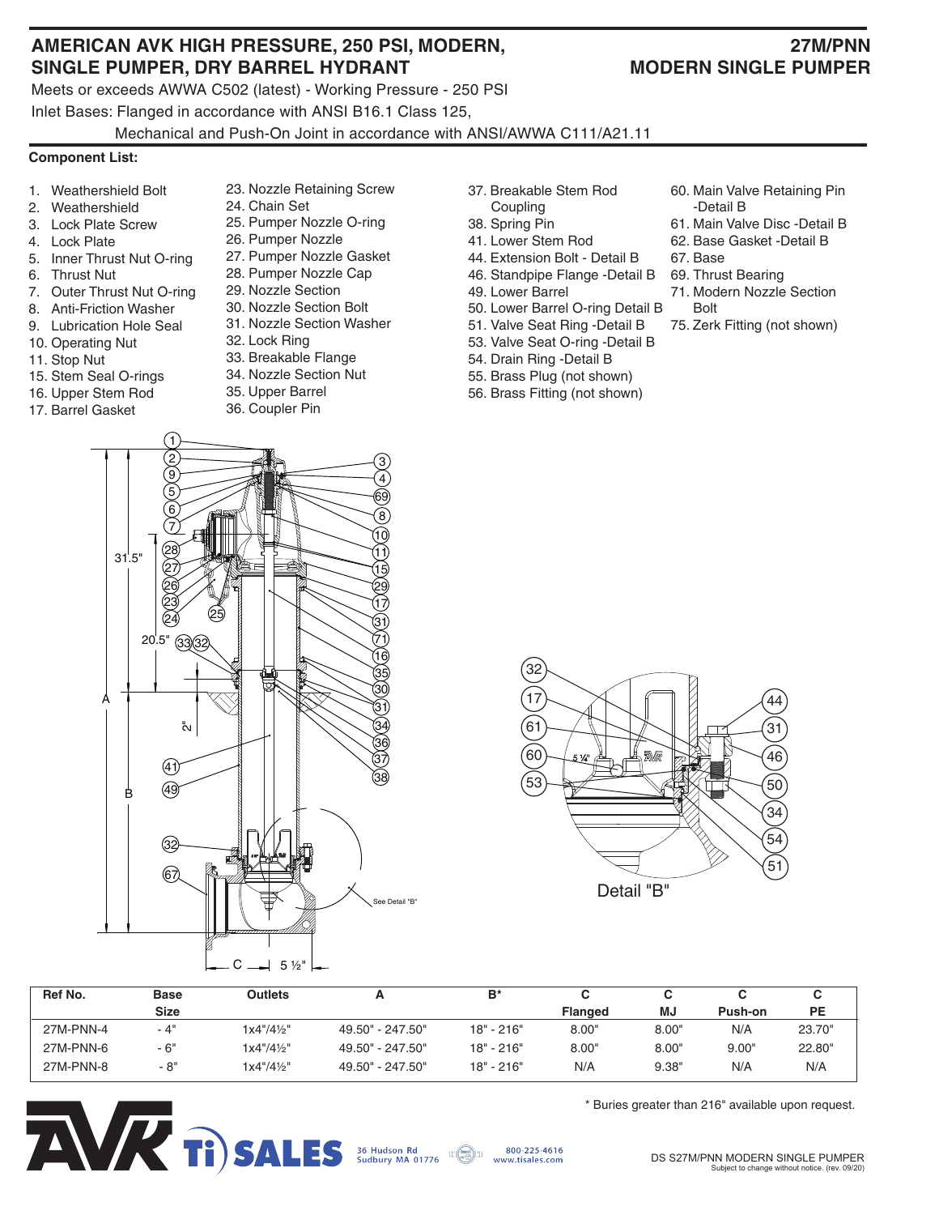# AMERICAN AVK HIGH PRESSURE, 250 PSI, MODERN, SINGLE PUMPER, DRY BARREL HYDRANT

## 27M/PNN MODERN SINGLE PUMPER

Meets or exceeds AWWA C502 (latest) - Working Pressure - 250 PSI

Inlet Bases: Flanged in accordance with ANSI B16.1 Class 125,

Mechanical and Push-On Joint in accordance with ANSI/AWWA C111/A21.11

**Component List:**

1. Weathershield Bolt
2. Weathershield
3. Lock Plate Screw
4. Lock Plate
5. Inner Thrust Nut O-ring
6. Thrust Nut
7. Outer Thrust Nut O-ring
8. Anti-Friction Washer
9. Lubrication Hole Seal
10. Operating Nut
11. Stop Nut
15. Stem Seal O-rings
16. Upper Stem Rod
17. Barrel Gasket
23. Nozzle Retaining Screw
24. Chain Set
25. Pumper Nozzle O-ring
26. Pumper Nozzle
27. Pumper Nozzle Gasket
28. Pumper Nozzle Cap
29. Nozzle Section
30. Nozzle Section Bolt
31. Nozzle Section Washer
32. Lock Ring
33. Breakable Flange
34. Nozzle Section Nut
35. Upper Barrel
36. Coupler Pin
37. Breakable Stem Rod Coupling
38. Spring Pin
41. Lower Stem Rod
44. Extension Bolt - Detail B
46. Standpipe Flange -Detail B
49. Lower Barrel
50. Lower Barrel O-ring Detail B
51. Valve Seat Ring -Detail B
53. Valve Seat O-ring -Detail B
54. Drain Ring -Detail B
55. Brass Plug (not shown)
56. Brass Fitting (not shown)
60. Main Valve Retaining Pin -Detail B
61. Main Valve Disc -Detail B
62. Base Gasket -Detail B
67. Base
69. Thrust Bearing
71. Modern Nozzle Section Bolt
75. Zerk Fitting (not shown)

Detail "B"

| Ref No. | Base Size | Outlets | A | B* | C Flanged | C MJ | C Push-on | C PE |
|---|---|---|---|---|---|---|---|---|
| 27M-PNN-4 | - 4" | 1x4"/4½" | 49.50" - 247.50" | 18" - 216" | 8.00" | 8.00" | N/A | 23.70" |
| 27M-PNN-6 | - 6" | 1x4"/4½" | 49.50" - 247.50" | 18" - 216" | 8.00" | 8.00" | 9.00" | 22.80" |
| 27M-PNN-8 | - 8" | 1x4"/4½" | 49.50" - 247.50" | 18" - 216" | N/A | 9.38" | N/A | N/A |

\* Buries greater than 216" available upon request.

36 Hudson Rd, Sudbury MA 01776 — 800-225-4616 — www.tisales.com

DS S27M/PNN MODERN SINGLE PUMPER
Subject to change without notice. (rev. 09/20)